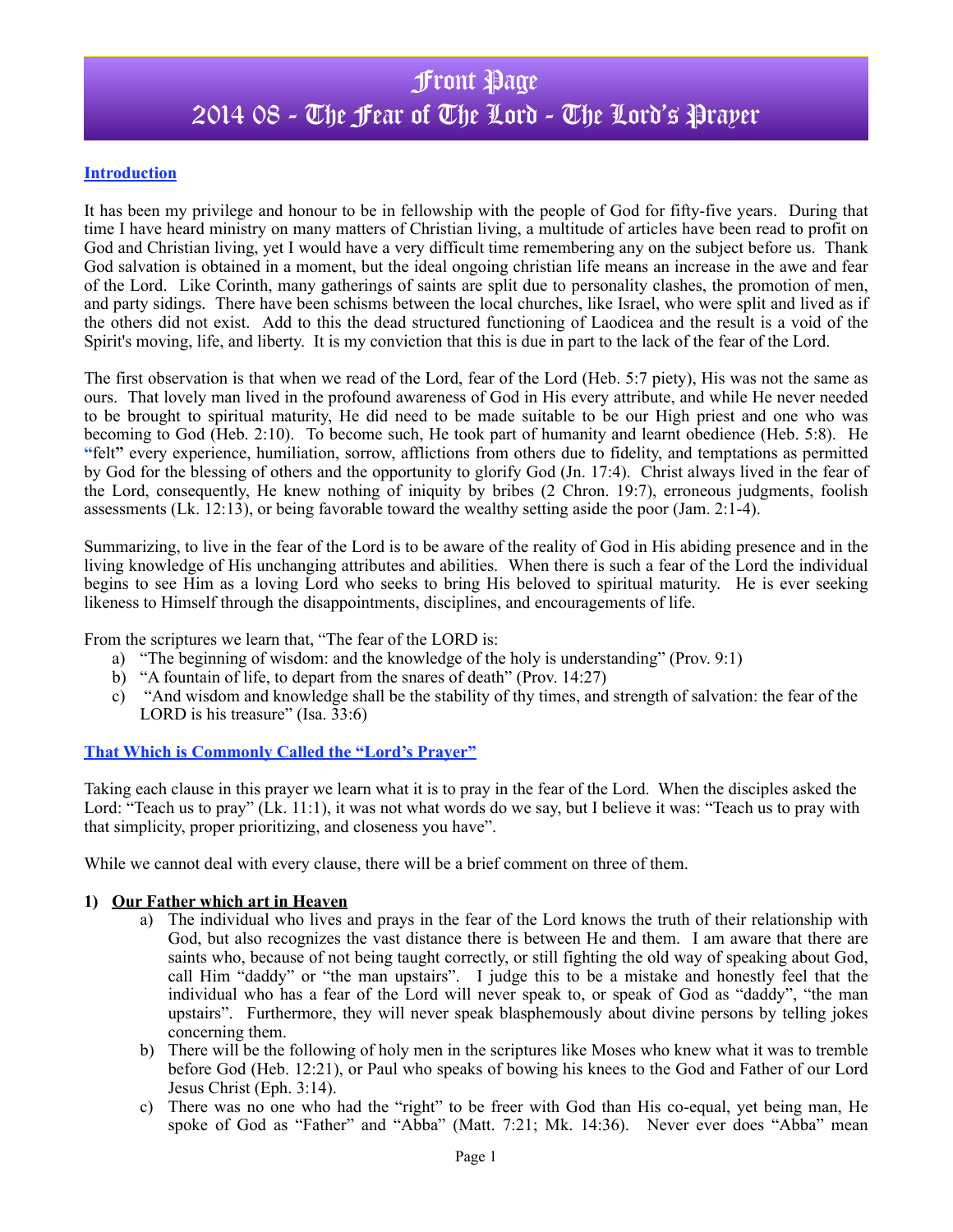# Front Page
# 2014 08 - The Fear of The Lord - The Lord's Prayer

## Introduction

It has been my privilege and honour to be in fellowship with the people of God for fifty-five years. During that time I have heard ministry on many matters of Christian living, a multitude of articles have been read to profit on God and Christian living, yet I would have a very difficult time remembering any on the subject before us. Thank God salvation is obtained in a moment, but the ideal ongoing christian life means an increase in the awe and fear of the Lord. Like Corinth, many gatherings of saints are split due to personality clashes, the promotion of men, and party sidings. There have been schisms between the local churches, like Israel, who were split and lived as if the others did not exist. Add to this the dead structured functioning of Laodicea and the result is a void of the Spirit's moving, life, and liberty. It is my conviction that this is due in part to the lack of the fear of the Lord.

The first observation is that when we read of the Lord, fear of the Lord (Heb. 5:7 piety), His was not the same as ours. That lovely man lived in the profound awareness of God in His every attribute, and while He never needed to be brought to spiritual maturity, He did need to be made suitable to be our High priest and one who was becoming to God (Heb. 2:10). To become such, He took part of humanity and learnt obedience (Heb. 5:8). He "felt" every experience, humiliation, sorrow, afflictions from others due to fidelity, and temptations as permitted by God for the blessing of others and the opportunity to glorify God (Jn. 17:4). Christ always lived in the fear of the Lord, consequently, He knew nothing of iniquity by bribes (2 Chron. 19:7), erroneous judgments, foolish assessments (Lk. 12:13), or being favorable toward the wealthy setting aside the poor (Jam. 2:1-4).

Summarizing, to live in the fear of the Lord is to be aware of the reality of God in His abiding presence and in the living knowledge of His unchanging attributes and abilities. When there is such a fear of the Lord the individual begins to see Him as a loving Lord who seeks to bring His beloved to spiritual maturity. He is ever seeking likeness to Himself through the disappointments, disciplines, and encouragements of life.

From the scriptures we learn that, "The fear of the LORD is:

a) "The beginning of wisdom: and the knowledge of the holy is understanding" (Prov. 9:1)
b) "A fountain of life, to depart from the snares of death" (Prov. 14:27)
c) "And wisdom and knowledge shall be the stability of thy times, and strength of salvation: the fear of the LORD is his treasure" (Isa. 33:6)

## That Which is Commonly Called the "Lord's Prayer"

Taking each clause in this prayer we learn what it is to pray in the fear of the Lord. When the disciples asked the Lord: "Teach us to pray" (Lk. 11:1), it was not what words do we say, but I believe it was: "Teach us to pray with that simplicity, proper prioritizing, and closeness you have".

While we cannot deal with every clause, there will be a brief comment on three of them.

### 1) Our Father which art in Heaven

a) The individual who lives and prays in the fear of the Lord knows the truth of their relationship with God, but also recognizes the vast distance there is between He and them. I am aware that there are saints who, because of not being taught correctly, or still fighting the old way of speaking about God, call Him "daddy" or "the man upstairs". I judge this to be a mistake and honestly feel that the individual who has a fear of the Lord will never speak to, or speak of God as "daddy", "the man upstairs". Furthermore, they will never speak blasphemously about divine persons by telling jokes concerning them.
b) There will be the following of holy men in the scriptures like Moses who knew what it was to tremble before God (Heb. 12:21), or Paul who speaks of bowing his knees to the God and Father of our Lord Jesus Christ (Eph. 3:14).
c) There was no one who had the "right" to be freer with God than His co-equal, yet being man, He spoke of God as "Father" and "Abba" (Matt. 7:21; Mk. 14:36). Never ever does "Abba" mean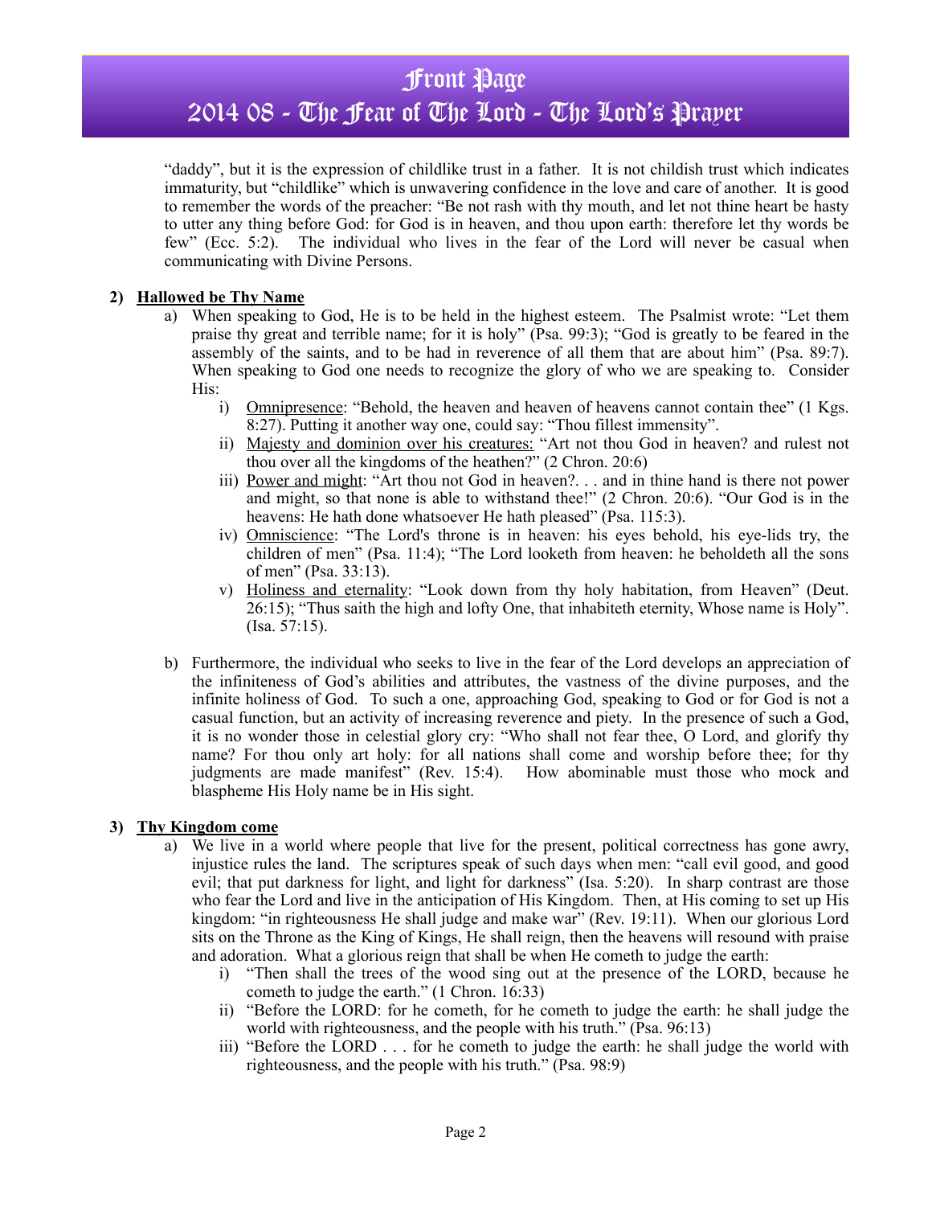“daddy”, but it is the expression of childlike trust in a father. It is not childish trust which indicates immaturity, but “childlike” which is unwavering confidence in the love and care of another. It is good to remember the words of the preacher: “Be not rash with thy mouth, and let not thine heart be hasty to utter any thing before God: for God is in heaven, and thou upon earth: therefore let thy words be few” (Ecc. 5:2). The individual who lives in the fear of the Lord will never be casual when communicating with Divine Persons.

2) **Hallowed be Thy Name**

a) When speaking to God, He is to be held in the highest esteem. The Psalmist wrote: “Let them praise thy great and terrible name; for it is holy” (Psa. 99:3); “God is greatly to be feared in the assembly of the saints, and to be had in reverence of all them that are about him” (Psa. 89:7). When speaking to God one needs to recognize the glory of who we are speaking to. Consider His:

   i) Omnipresence: “Behold, the heaven and heaven of heavens cannot contain thee” (1 Kgs. 8:27). Putting it another way one, could say: “Thou fillest immensity”.

   ii) Majesty and dominion over his creatures: “Art not thou God in heaven? and rulest not thou over all the kingdoms of the heathen?” (2 Chron. 20:6)

   iii) Power and might: “Art thou not God in heaven?. . . and in thine hand is there not power and might, so that none is able to withstand thee!” (2 Chron. 20:6). “Our God is in the heavens: He hath done whatsoever He hath pleased” (Psa. 115:3).

   iv) Omniscience: “The Lord's throne is in heaven: his eyes behold, his eye-lids try, the children of men” (Psa. 11:4); “The Lord looketh from heaven: he beholdeth all the sons of men” (Psa. 33:13).

   v) Holiness and eternality: “Look down from thy holy habitation, from Heaven” (Deut. 26:15); “Thus saith the high and lofty One, that inhabiteth eternity, Whose name is Holy”. (Isa. 57:15).

b) Furthermore, the individual who seeks to live in the fear of the Lord develops an appreciation of the infiniteness of God’s abilities and attributes, the vastness of the divine purposes, and the infinite holiness of God. To such a one, approaching God, speaking to God or for God is not a casual function, but an activity of increasing reverence and piety. In the presence of such a God, it is no wonder those in celestial glory cry: “Who shall not fear thee, O Lord, and glorify thy name? For thou only art holy: for all nations shall come and worship before thee; for thy judgments are made manifest” (Rev. 15:4). How abominable must those who mock and blaspheme His Holy name be in His sight.

3) **Thy Kingdom come**

a) We live in a world where people that live for the present, political correctness has gone awry, injustice rules the land. The scriptures speak of such days when men: “call evil good, and good evil; that put darkness for light, and light for darkness” (Isa. 5:20). In sharp contrast are those who fear the Lord and live in the anticipation of His Kingdom. Then, at His coming to set up His kingdom: “in righteousness He shall judge and make war” (Rev. 19:11). When our glorious Lord sits on the Throne as the King of Kings, He shall reign, then the heavens will resound with praise and adoration. What a glorious reign that shall be when He cometh to judge the earth:

   i) “Then shall the trees of the wood sing out at the presence of the LORD, because he cometh to judge the earth.” (1 Chron. 16:33)

   ii) “Before the LORD: for he cometh, for he cometh to judge the earth: he shall judge the world with righteousness, and the people with his truth.” (Psa. 96:13)

   iii) “Before the LORD . . . for he cometh to judge the earth: he shall judge the world with righteousness, and the people with his truth.” (Psa. 98:9)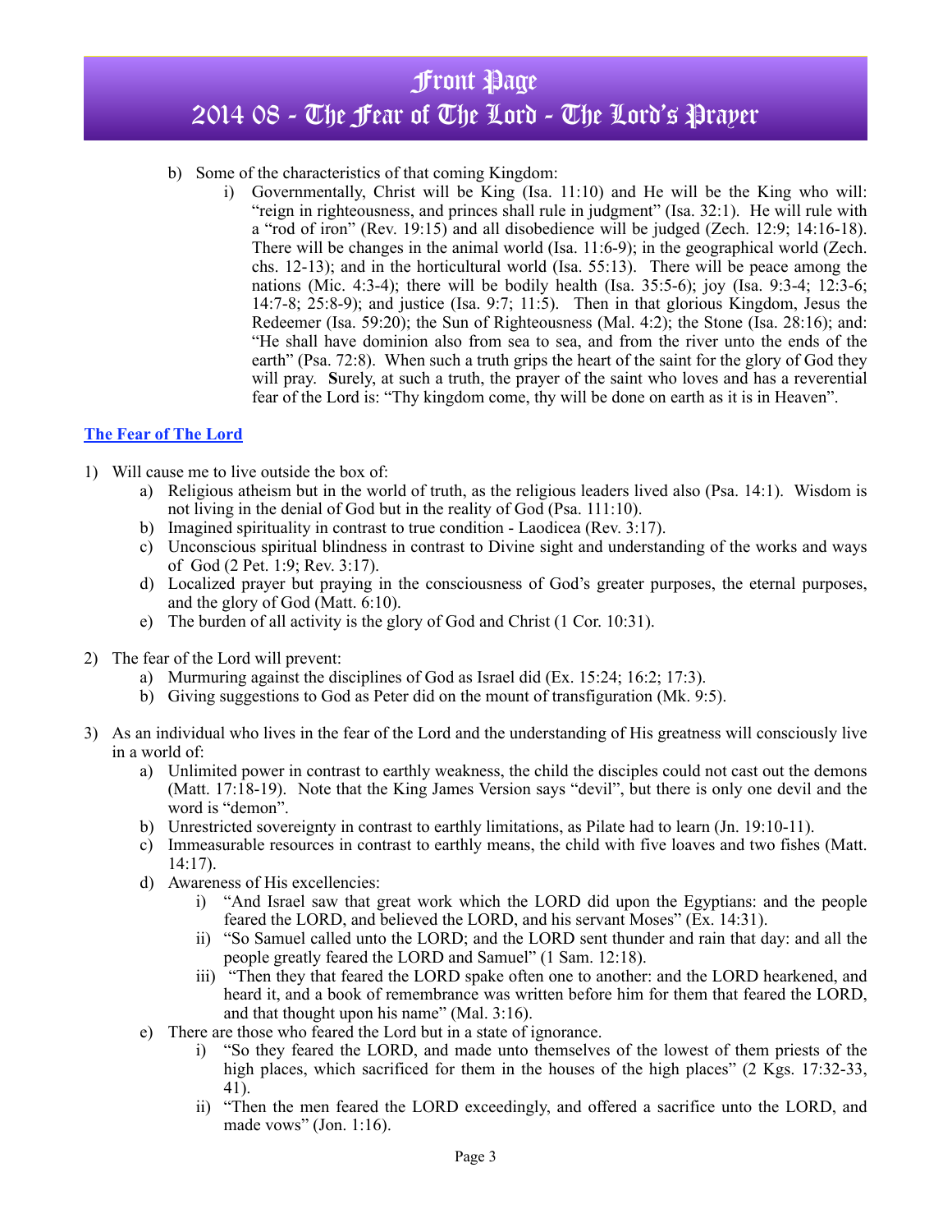b) Some of the characteristics of that coming Kingdom:
   i) Governmentally, Christ will be King (Isa. 11:10) and He will be the King who will: "reign in righteousness, and princes shall rule in judgment" (Isa. 32:1). He will rule with a "rod of iron" (Rev. 19:15) and all disobedience will be judged (Zech. 12:9; 14:16-18). There will be changes in the animal world (Isa. 11:6-9); in the geographical world (Zech. chs. 12-13); and in the horticultural world (Isa. 55:13). There will be peace among the nations (Mic. 4:3-4); there will be bodily health (Isa. 35:5-6); joy (Isa. 9:3-4; 12:3-6; 14:7-8; 25:8-9); and justice (Isa. 9:7; 11:5). Then in that glorious Kingdom, Jesus the Redeemer (Isa. 59:20); the Sun of Righteousness (Mal. 4:2); the Stone (Isa. 28:16); and: "He shall have dominion also from sea to sea, and from the river unto the ends of the earth" (Psa. 72:8). When such a truth grips the heart of the saint for the glory of God they will pray. **S**urely, at such a truth, the prayer of the saint who loves and has a reverential fear of the Lord is: "Thy kingdom come, thy will be done on earth as it is in Heaven".

## The Fear of The Lord

1) Will cause me to live outside the box of:
   a) Religious atheism but in the world of truth, as the religious leaders lived also (Psa. 14:1). Wisdom is not living in the denial of God but in the reality of God (Psa. 111:10).
   b) Imagined spirituality in contrast to true condition - Laodicea (Rev. 3:17).
   c) Unconscious spiritual blindness in contrast to Divine sight and understanding of the works and ways of God (2 Pet. 1:9; Rev. 3:17).
   d) Localized prayer but praying in the consciousness of God's greater purposes, the eternal purposes, and the glory of God (Matt. 6:10).
   e) The burden of all activity is the glory of God and Christ (1 Cor. 10:31).

2) The fear of the Lord will prevent:
   a) Murmuring against the disciplines of God as Israel did (Ex. 15:24; 16:2; 17:3).
   b) Giving suggestions to God as Peter did on the mount of transfiguration (Mk. 9:5).

3) As an individual who lives in the fear of the Lord and the understanding of His greatness will consciously live in a world of:
   a) Unlimited power in contrast to earthly weakness, the child the disciples could not cast out the demons (Matt. 17:18-19). Note that the King James Version says "devil", but there is only one devil and the word is "demon".
   b) Unrestricted sovereignty in contrast to earthly limitations, as Pilate had to learn (Jn. 19:10-11).
   c) Immeasurable resources in contrast to earthly means, the child with five loaves and two fishes (Matt. 14:17).
   d) Awareness of His excellencies:
      i) "And Israel saw that great work which the LORD did upon the Egyptians: and the people feared the LORD, and believed the LORD, and his servant Moses" (Ex. 14:31).
      ii) "So Samuel called unto the LORD; and the LORD sent thunder and rain that day: and all the people greatly feared the LORD and Samuel" (1 Sam. 12:18).
      iii) "Then they that feared the LORD spake often one to another: and the LORD hearkened, and heard it, and a book of remembrance was written before him for them that feared the LORD, and that thought upon his name" (Mal. 3:16).
   e) There are those who feared the Lord but in a state of ignorance.
      i) "So they feared the LORD, and made unto themselves of the lowest of them priests of the high places, which sacrificed for them in the houses of the high places" (2 Kgs. 17:32-33, 41).
      ii) "Then the men feared the LORD exceedingly, and offered a sacrifice unto the LORD, and made vows" (Jon. 1:16).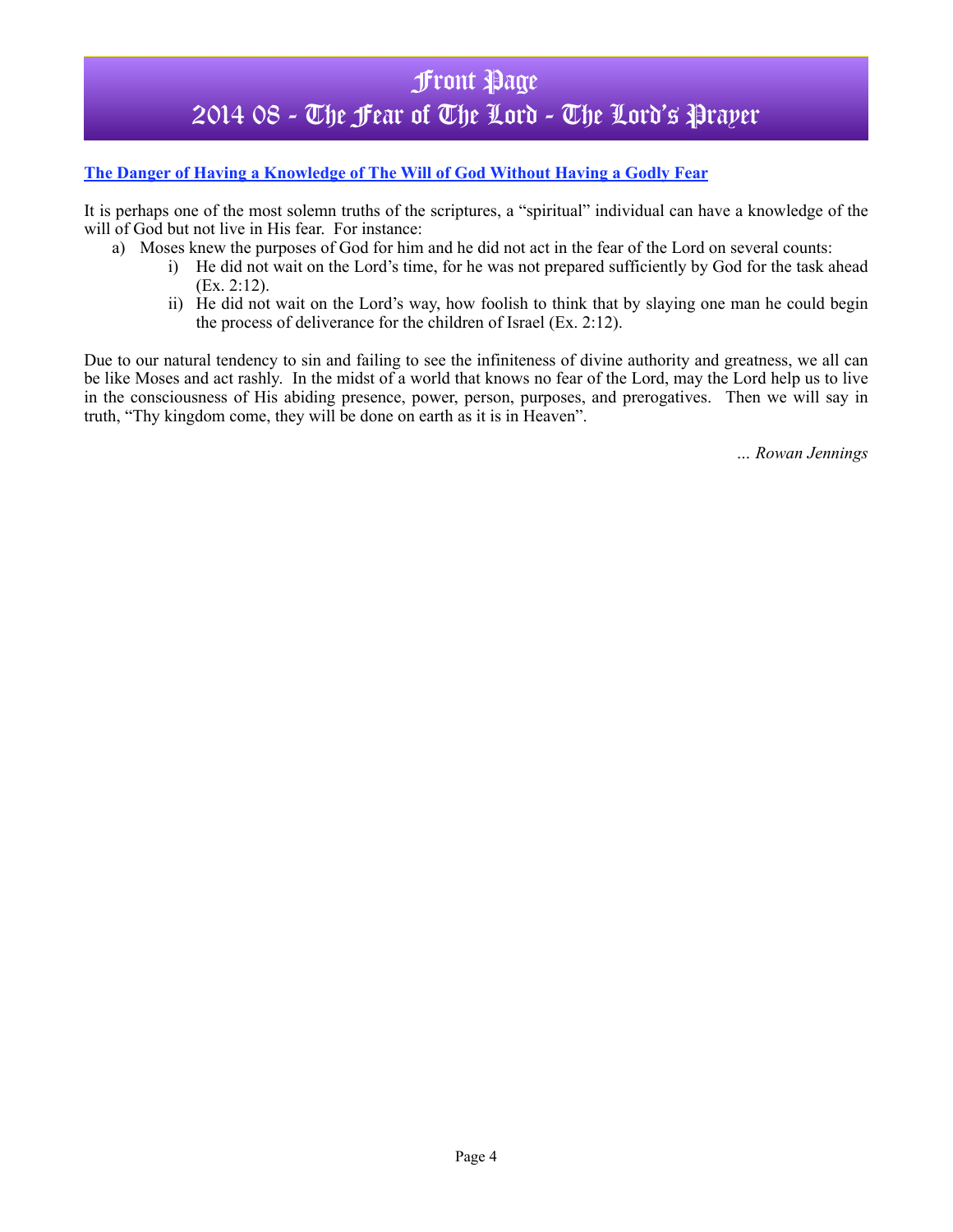# Front Page
# 2014 08 - The Fear of The Lord - The Lord's Prayer

**The Danger of Having a Knowledge of The Will of God Without Having a Godly Fear**

It is perhaps one of the most solemn truths of the scriptures, a "spiritual" individual can have a knowledge of the will of God but not live in His fear. For instance:

a) Moses knew the purposes of God for him and he did not act in the fear of the Lord on several counts:
   i) He did not wait on the Lord's time, for he was not prepared sufficiently by God for the task ahead (Ex. 2:12).
   ii) He did not wait on the Lord's way, how foolish to think that by slaying one man he could begin the process of deliverance for the children of Israel (Ex. 2:12).

Due to our natural tendency to sin and failing to see the infiniteness of divine authority and greatness, we all can be like Moses and act rashly. In the midst of a world that knows no fear of the Lord, may the Lord help us to live in the consciousness of His abiding presence, power, person, purposes, and prerogatives. Then we will say in truth, "Thy kingdom come, they will be done on earth as it is in Heaven".

*... Rowan Jennings*